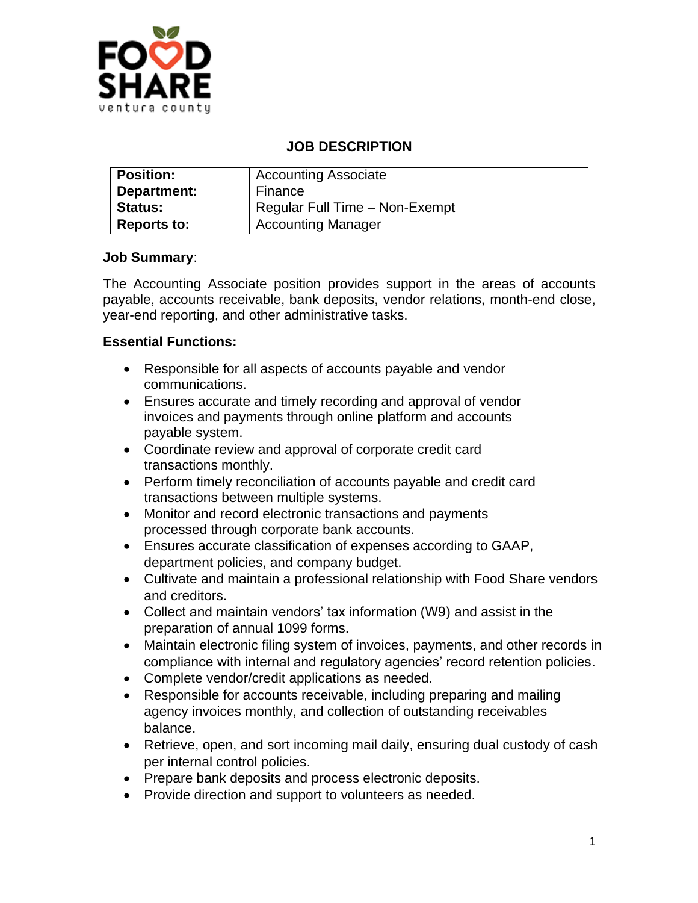FOOD SHARE
ventura county

# JOB DESCRIPTION

| **Position:** | Accounting Associate |
|---|---|
| **Department:** | Finance |
| **Status:** | Regular Full Time – Non-Exempt |
| **Reports to:** | Accounting Manager |

**Job Summary**:

The Accounting Associate position provides support in the areas of accounts payable, accounts receivable, bank deposits, vendor relations, month-end close, year-end reporting, and other administrative tasks.

**Essential Functions:**

- Responsible for all aspects of accounts payable and vendor communications.
- Ensures accurate and timely recording and approval of vendor invoices and payments through online platform and accounts payable system.
- Coordinate review and approval of corporate credit card transactions monthly.
- Perform timely reconciliation of accounts payable and credit card transactions between multiple systems.
- Monitor and record electronic transactions and payments processed through corporate bank accounts.
- Ensures accurate classification of expenses according to GAAP, department policies, and company budget.
- Cultivate and maintain a professional relationship with Food Share vendors and creditors.
- Collect and maintain vendors' tax information (W9) and assist in the preparation of annual 1099 forms.
- Maintain electronic filing system of invoices, payments, and other records in compliance with internal and regulatory agencies' record retention policies.
- Complete vendor/credit applications as needed.
- Responsible for accounts receivable, including preparing and mailing agency invoices monthly, and collection of outstanding receivables balance.
- Retrieve, open, and sort incoming mail daily, ensuring dual custody of cash per internal control policies.
- Prepare bank deposits and process electronic deposits.
- Provide direction and support to volunteers as needed.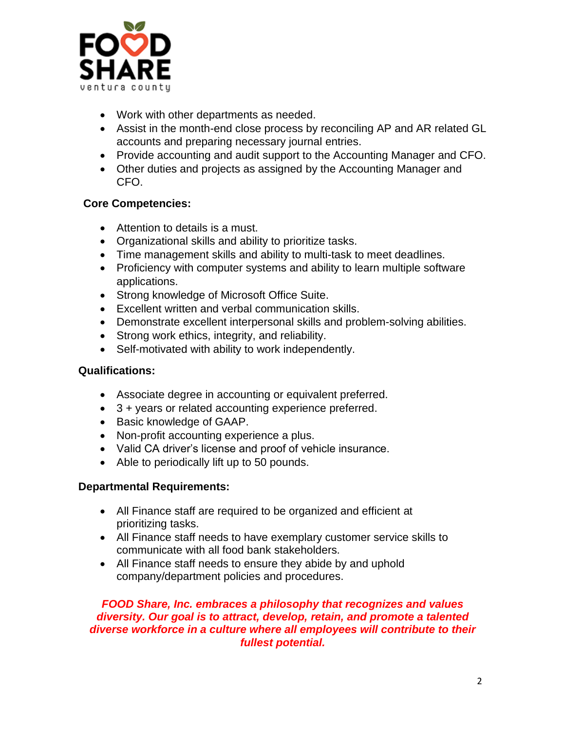- Work with other departments as needed.
- Assist in the month-end close process by reconciling AP and AR related GL accounts and preparing necessary journal entries.
- Provide accounting and audit support to the Accounting Manager and CFO.
- Other duties and projects as assigned by the Accounting Manager and CFO.

**Core Competencies:**

- Attention to details is a must.
- Organizational skills and ability to prioritize tasks.
- Time management skills and ability to multi-task to meet deadlines.
- Proficiency with computer systems and ability to learn multiple software applications.
- Strong knowledge of Microsoft Office Suite.
- Excellent written and verbal communication skills.
- Demonstrate excellent interpersonal skills and problem-solving abilities.
- Strong work ethics, integrity, and reliability.
- Self-motivated with ability to work independently.

**Qualifications:**

- Associate degree in accounting or equivalent preferred.
- 3 + years or related accounting experience preferred.
- Basic knowledge of GAAP.
- Non-profit accounting experience a plus.
- Valid CA driver's license and proof of vehicle insurance.
- Able to periodically lift up to 50 pounds.

**Departmental Requirements:**

- All Finance staff are required to be organized and efficient at prioritizing tasks.
- All Finance staff needs to have exemplary customer service skills to communicate with all food bank stakeholders.
- All Finance staff needs to ensure they abide by and uphold company/department policies and procedures.

***FOOD Share, Inc. embraces a philosophy that recognizes and values diversity. Our goal is to attract, develop, retain, and promote a talented diverse workforce in a culture where all employees will contribute to their fullest potential.***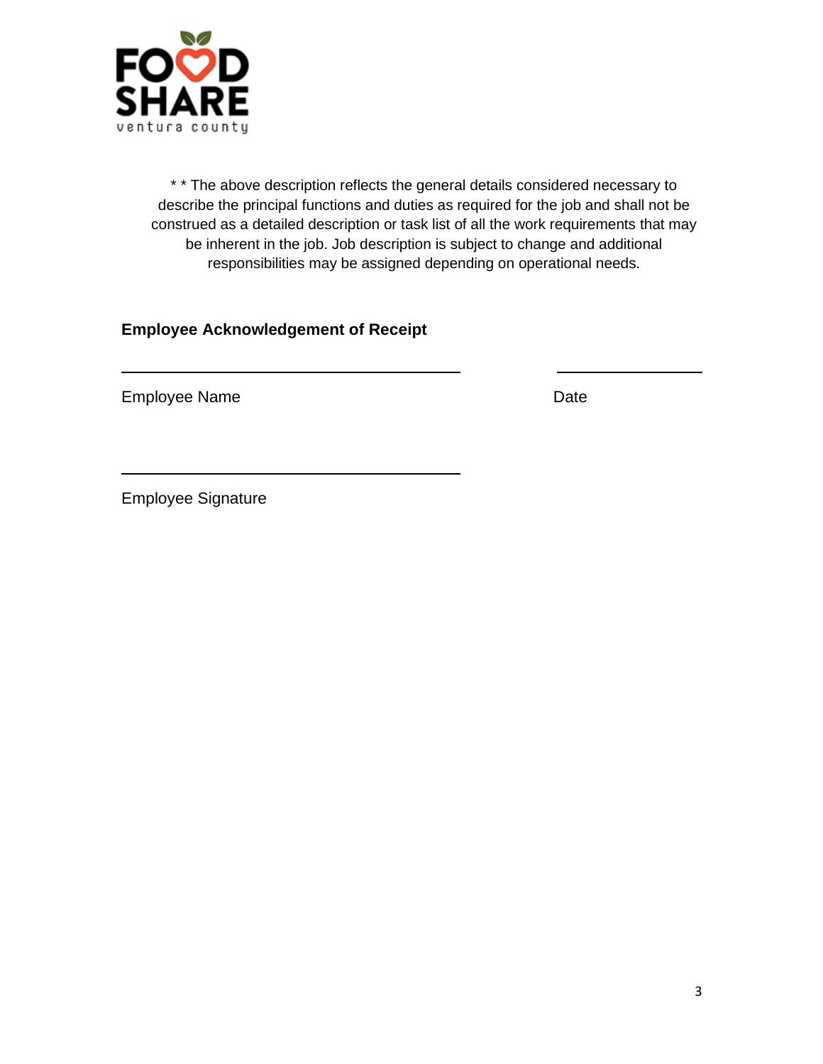FOOD SHARE
ventura county

* * The above description reflects the general details considered necessary to describe the principal functions and duties as required for the job and shall not be construed as a detailed description or task list of all the work requirements that may be inherent in the job. Job description is subject to change and additional responsibilities may be assigned depending on operational needs.

**Employee Acknowledgement of Receipt**

\_\_\_\_\_\_\_\_\_\_\_\_\_\_\_\_\_\_\_\_\_\_\_\_\_\_\_\_\_\_\_\_\_\_\_\_ \_\_\_\_\_\_\_\_\_\_\_\_\_\_\_\_

Employee Name Date

\_\_\_\_\_\_\_\_\_\_\_\_\_\_\_\_\_\_\_\_\_\_\_\_\_\_\_\_\_\_\_\_\_\_\_\_

Employee Signature